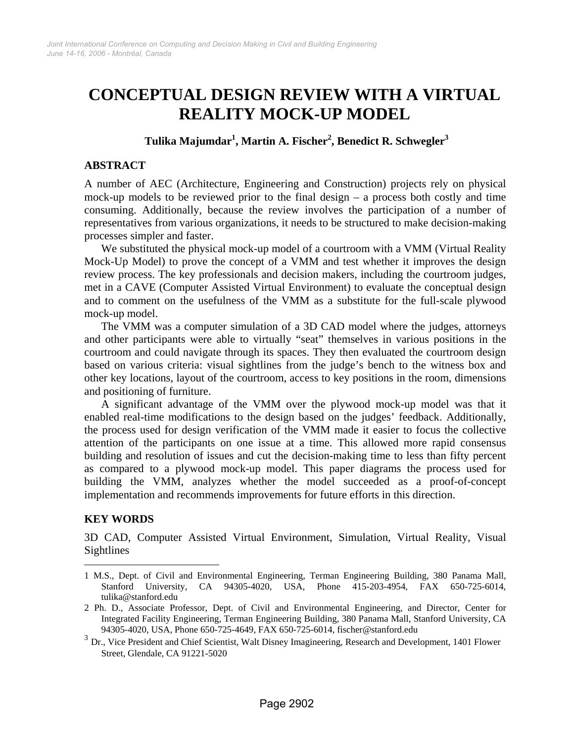# CONCEPTUAL DESIGN REVIEW WITH A VIRTUAL REALITY MOCK-UP MODEL

**Tulika Majumdar[1], Martin A. Fischer[2], Benedict R. Schwegler[3]**

## ABSTRACT

A number of AEC (Architecture, Engineering and Construction) projects rely on physical mock-up models to be reviewed prior to the final design – a process both costly and time consuming. Additionally, because the review involves the participation of a number of representatives from various organizations, it needs to be structured to make decision-making processes simpler and faster.

We substituted the physical mock-up model of a courtroom with a VMM (Virtual Reality Mock-Up Model) to prove the concept of a VMM and test whether it improves the design review process. The key professionals and decision makers, including the courtroom judges, met in a CAVE (Computer Assisted Virtual Environment) to evaluate the conceptual design and to comment on the usefulness of the VMM as a substitute for the full-scale plywood mock-up model.

The VMM was a computer simulation of a 3D CAD model where the judges, attorneys and other participants were able to virtually "seat" themselves in various positions in the courtroom and could navigate through its spaces. They then evaluated the courtroom design based on various criteria: visual sightlines from the judge's bench to the witness box and other key locations, layout of the courtroom, access to key positions in the room, dimensions and positioning of furniture.

A significant advantage of the VMM over the plywood mock-up model was that it enabled real-time modifications to the design based on the judges' feedback. Additionally, the process used for design verification of the VMM made it easier to focus the collective attention of the participants on one issue at a time. This allowed more rapid consensus building and resolution of issues and cut the decision-making time to less than fifty percent as compared to a plywood mock-up model. This paper diagrams the process used for building the VMM, analyzes whether the model succeeded as a proof-of-concept implementation and recommends improvements for future efforts in this direction.

## KEY WORDS

3D CAD, Computer Assisted Virtual Environment, Simulation, Virtual Reality, Visual Sightlines

---

[1] M.S., Dept. of Civil and Environmental Engineering, Terman Engineering Building, 380 Panama Mall, Stanford University, CA 94305-4020, USA, Phone 415-203-4954, FAX 650-725-6014, tulika@stanford.edu

[2] Ph. D., Associate Professor, Dept. of Civil and Environmental Engineering, and Director, Center for Integrated Facility Engineering, Terman Engineering Building, 380 Panama Mall, Stanford University, CA 94305-4020, USA, Phone 650-725-4649, FAX 650-725-6014, fischer@stanford.edu

[3] Dr., Vice President and Chief Scientist, Walt Disney Imagineering, Research and Development, 1401 Flower Street, Glendale, CA 91221-5020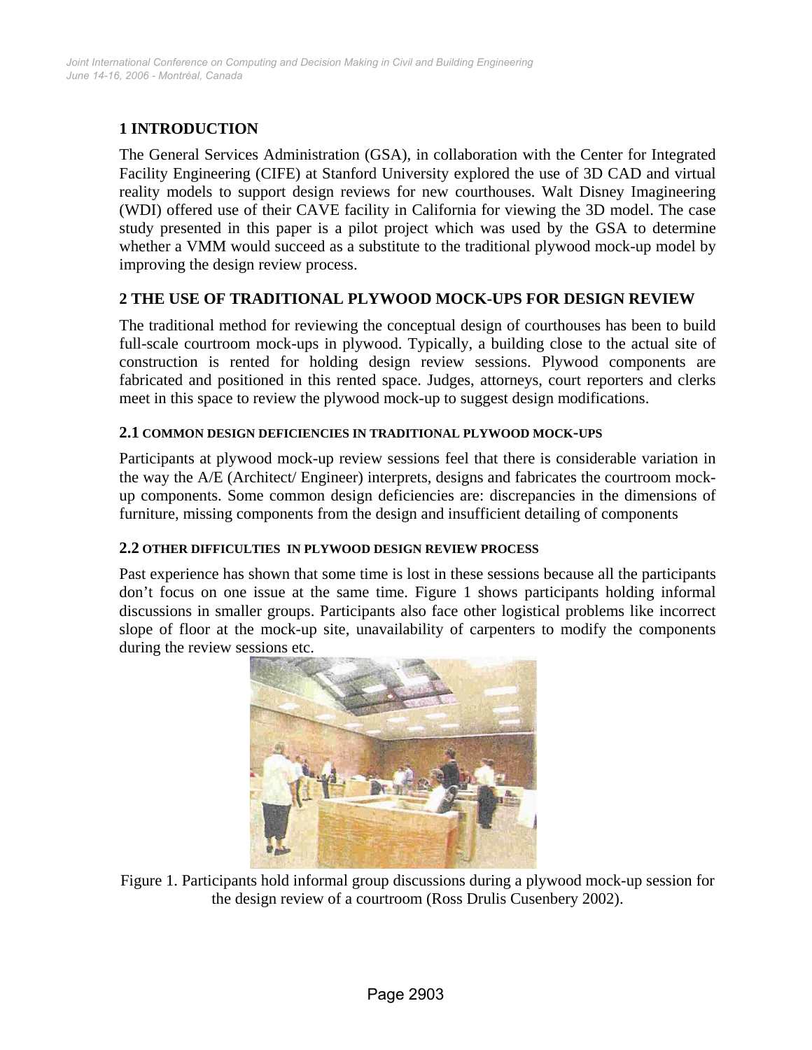## 1 INTRODUCTION

The General Services Administration (GSA), in collaboration with the Center for Integrated Facility Engineering (CIFE) at Stanford University explored the use of 3D CAD and virtual reality models to support design reviews for new courthouses. Walt Disney Imagineering (WDI) offered use of their CAVE facility in California for viewing the 3D model. The case study presented in this paper is a pilot project which was used by the GSA to determine whether a VMM would succeed as a substitute to the traditional plywood mock-up model by improving the design review process.

## 2 THE USE OF TRADITIONAL PLYWOOD MOCK-UPS FOR DESIGN REVIEW

The traditional method for reviewing the conceptual design of courthouses has been to build full-scale courtroom mock-ups in plywood. Typically, a building close to the actual site of construction is rented for holding design review sessions. Plywood components are fabricated and positioned in this rented space. Judges, attorneys, court reporters and clerks meet in this space to review the plywood mock-up to suggest design modifications.

### 2.1 COMMON DESIGN DEFICIENCIES IN TRADITIONAL PLYWOOD MOCK-UPS

Participants at plywood mock-up review sessions feel that there is considerable variation in the way the A/E (Architect/ Engineer) interprets, designs and fabricates the courtroom mock-up components. Some common design deficiencies are: discrepancies in the dimensions of furniture, missing components from the design and insufficient detailing of components

### 2.2 OTHER DIFFICULTIES IN PLYWOOD DESIGN REVIEW PROCESS

Past experience has shown that some time is lost in these sessions because all the participants don't focus on one issue at the same time. Figure 1 shows participants holding informal discussions in smaller groups. Participants also face other logistical problems like incorrect slope of floor at the mock-up site, unavailability of carpenters to modify the components during the review sessions etc.

Figure 1. Participants hold informal group discussions during a plywood mock-up session for the design review of a courtroom (Ross Drulis Cusenbery 2002).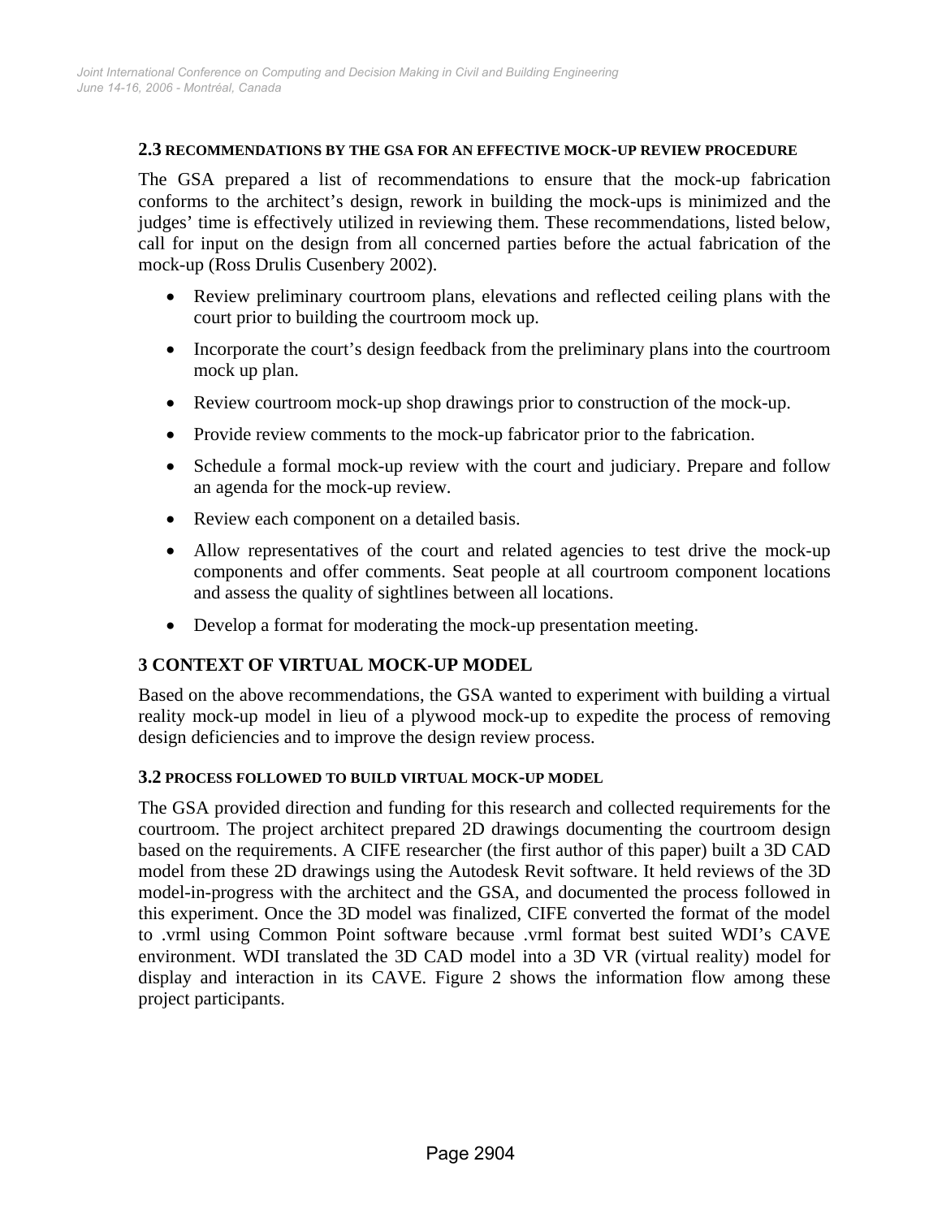### 2.3 RECOMMENDATIONS BY THE GSA FOR AN EFFECTIVE MOCK-UP REVIEW PROCEDURE

The GSA prepared a list of recommendations to ensure that the mock-up fabrication conforms to the architect's design, rework in building the mock-ups is minimized and the judges' time is effectively utilized in reviewing them. These recommendations, listed below, call for input on the design from all concerned parties before the actual fabrication of the mock-up (Ross Drulis Cusenbery 2002).

- Review preliminary courtroom plans, elevations and reflected ceiling plans with the court prior to building the courtroom mock up.
- Incorporate the court's design feedback from the preliminary plans into the courtroom mock up plan.
- Review courtroom mock-up shop drawings prior to construction of the mock-up.
- Provide review comments to the mock-up fabricator prior to the fabrication.
- Schedule a formal mock-up review with the court and judiciary. Prepare and follow an agenda for the mock-up review.
- Review each component on a detailed basis.
- Allow representatives of the court and related agencies to test drive the mock-up components and offer comments. Seat people at all courtroom component locations and assess the quality of sightlines between all locations.
- Develop a format for moderating the mock-up presentation meeting.

## 3 CONTEXT OF VIRTUAL MOCK-UP MODEL

Based on the above recommendations, the GSA wanted to experiment with building a virtual reality mock-up model in lieu of a plywood mock-up to expedite the process of removing design deficiencies and to improve the design review process.

### 3.2 PROCESS FOLLOWED TO BUILD VIRTUAL MOCK-UP MODEL

The GSA provided direction and funding for this research and collected requirements for the courtroom. The project architect prepared 2D drawings documenting the courtroom design based on the requirements. A CIFE researcher (the first author of this paper) built a 3D CAD model from these 2D drawings using the Autodesk Revit software. It held reviews of the 3D model-in-progress with the architect and the GSA, and documented the process followed in this experiment. Once the 3D model was finalized, CIFE converted the format of the model to .vrml using Common Point software because .vrml format best suited WDI's CAVE environment. WDI translated the 3D CAD model into a 3D VR (virtual reality) model for display and interaction in its CAVE. Figure 2 shows the information flow among these project participants.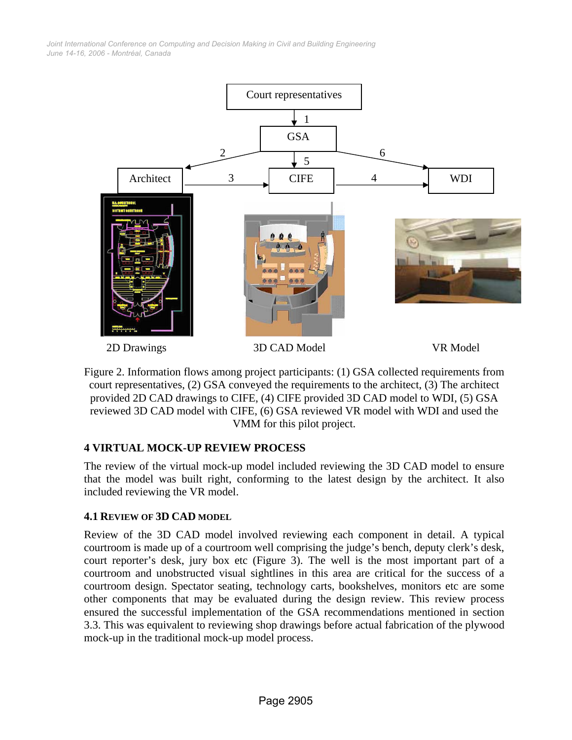Figure 2. Information flows among project participants: (1) GSA collected requirements from court representatives, (2) GSA conveyed the requirements to the architect, (3) The architect provided 2D CAD drawings to CIFE, (4) CIFE provided 3D CAD model to WDI, (5) GSA reviewed 3D CAD model with CIFE, (6) GSA reviewed VR model with WDI and used the VMM for this pilot project.

## 4 VIRTUAL MOCK-UP REVIEW PROCESS

The review of the virtual mock-up model included reviewing the 3D CAD model to ensure that the model was built right, conforming to the latest design by the architect. It also included reviewing the VR model.

### 4.1 Review of 3D CAD model

Review of the 3D CAD model involved reviewing each component in detail. A typical courtroom is made up of a courtroom well comprising the judge's bench, deputy clerk's desk, court reporter's desk, jury box etc (Figure 3). The well is the most important part of a courtroom and unobstructed visual sightlines in this area are critical for the success of a courtroom design. Spectator seating, technology carts, bookshelves, monitors etc are some other components that may be evaluated during the design review. This review process ensured the successful implementation of the GSA recommendations mentioned in section 3.3. This was equivalent to reviewing shop drawings before actual fabrication of the plywood mock-up in the traditional mock-up model process.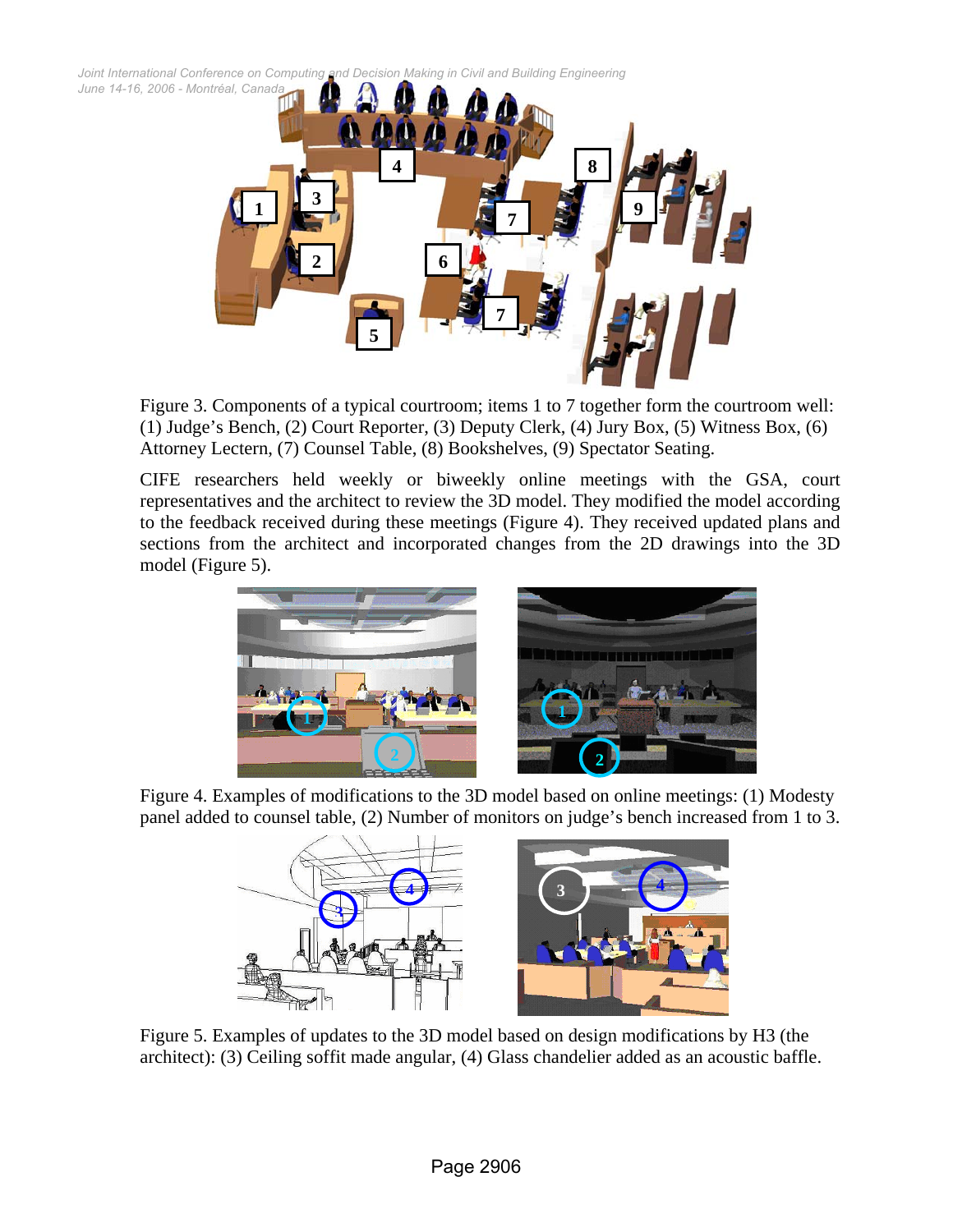Figure 3. Components of a typical courtroom; items 1 to 7 together form the courtroom well: (1) Judge's Bench, (2) Court Reporter, (3) Deputy Clerk, (4) Jury Box, (5) Witness Box, (6) Attorney Lectern, (7) Counsel Table, (8) Bookshelves, (9) Spectator Seating.

CIFE researchers held weekly or biweekly online meetings with the GSA, court representatives and the architect to review the 3D model. They modified the model according to the feedback received during these meetings (Figure 4). They received updated plans and sections from the architect and incorporated changes from the 2D drawings into the 3D model (Figure 5).

Figure 4. Examples of modifications to the 3D model based on online meetings: (1) Modesty panel added to counsel table, (2) Number of monitors on judge's bench increased from 1 to 3.

Figure 5. Examples of updates to the 3D model based on design modifications by H3 (the architect): (3) Ceiling soffit made angular, (4) Glass chandelier added as an acoustic baffle.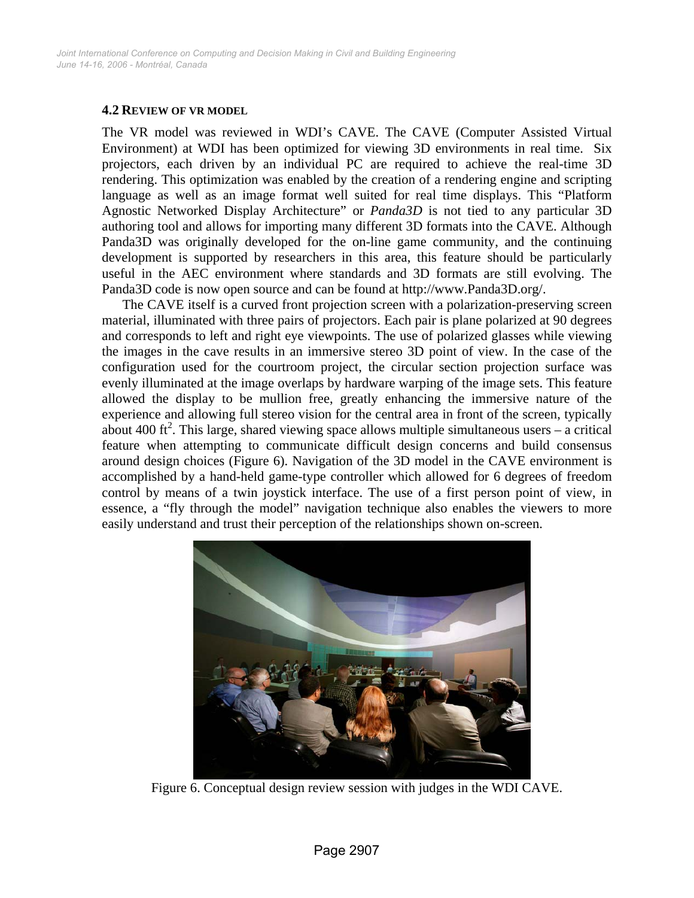### 4.2 Review of VR model

The VR model was reviewed in WDI's CAVE. The CAVE (Computer Assisted Virtual Environment) at WDI has been optimized for viewing 3D environments in real time. Six projectors, each driven by an individual PC are required to achieve the real-time 3D rendering. This optimization was enabled by the creation of a rendering engine and scripting language as well as an image format well suited for real time displays. This "Platform Agnostic Networked Display Architecture" or *Panda3D* is not tied to any particular 3D authoring tool and allows for importing many different 3D formats into the CAVE. Although Panda3D was originally developed for the on-line game community, and the continuing development is supported by researchers in this area, this feature should be particularly useful in the AEC environment where standards and 3D formats are still evolving. The Panda3D code is now open source and can be found at http://www.Panda3D.org/.

The CAVE itself is a curved front projection screen with a polarization-preserving screen material, illuminated with three pairs of projectors. Each pair is plane polarized at 90 degrees and corresponds to left and right eye viewpoints. The use of polarized glasses while viewing the images in the cave results in an immersive stereo 3D point of view. In the case of the configuration used for the courtroom project, the circular section projection surface was evenly illuminated at the image overlaps by hardware warping of the image sets. This feature allowed the display to be mullion free, greatly enhancing the immersive nature of the experience and allowing full stereo vision for the central area in front of the screen, typically about 400 $ft^2$. This large, shared viewing space allows multiple simultaneous users – a critical feature when attempting to communicate difficult design concerns and build consensus around design choices (Figure 6). Navigation of the 3D model in the CAVE environment is accomplished by a hand-held game-type controller which allowed for 6 degrees of freedom control by means of a twin joystick interface. The use of a first person point of view, in essence, a "fly through the model" navigation technique also enables the viewers to more easily understand and trust their perception of the relationships shown on-screen.

Figure 6. Conceptual design review session with judges in the WDI CAVE.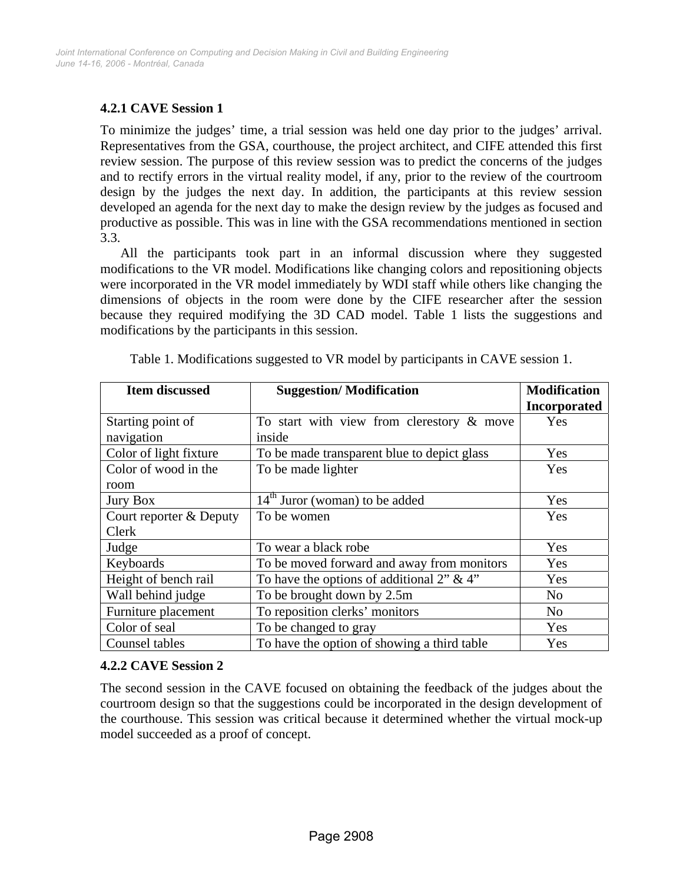### 4.2.1 CAVE Session 1

To minimize the judges' time, a trial session was held one day prior to the judges' arrival. Representatives from the GSA, courthouse, the project architect, and CIFE attended this first review session. The purpose of this review session was to predict the concerns of the judges and to rectify errors in the virtual reality model, if any, prior to the review of the courtroom design by the judges the next day. In addition, the participants at this review session developed an agenda for the next day to make the design review by the judges as focused and productive as possible. This was in line with the GSA recommendations mentioned in section 3.3.

All the participants took part in an informal discussion where they suggested modifications to the VR model. Modifications like changing colors and repositioning objects were incorporated in the VR model immediately by WDI staff while others like changing the dimensions of objects in the room were done by the CIFE researcher after the session because they required modifying the 3D CAD model. Table 1 lists the suggestions and modifications by the participants in this session.

Table 1. Modifications suggested to VR model by participants in CAVE session 1.

| Item discussed | Suggestion/ Modification | Modification Incorporated |
|---|---|---|
| Starting point of navigation | To start with view from clerestory & move inside | Yes |
| Color of light fixture | To be made transparent blue to depict glass | Yes |
| Color of wood in the room | To be made lighter | Yes |
| Jury Box | $14^{th}$ Juror (woman) to be added | Yes |
| Court reporter & Deputy Clerk | To be women | Yes |
| Judge | To wear a black robe | Yes |
| Keyboards | To be moved forward and away from monitors | Yes |
| Height of bench rail | To have the options of additional 2" & 4" | Yes |
| Wall behind judge | To be brought down by 2.5m | No |
| Furniture placement | To reposition clerks' monitors | No |
| Color of seal | To be changed to gray | Yes |
| Counsel tables | To have the option of showing a third table | Yes |

### 4.2.2 CAVE Session 2

The second session in the CAVE focused on obtaining the feedback of the judges about the courtroom design so that the suggestions could be incorporated in the design development of the courthouse. This session was critical because it determined whether the virtual mock-up model succeeded as a proof of concept.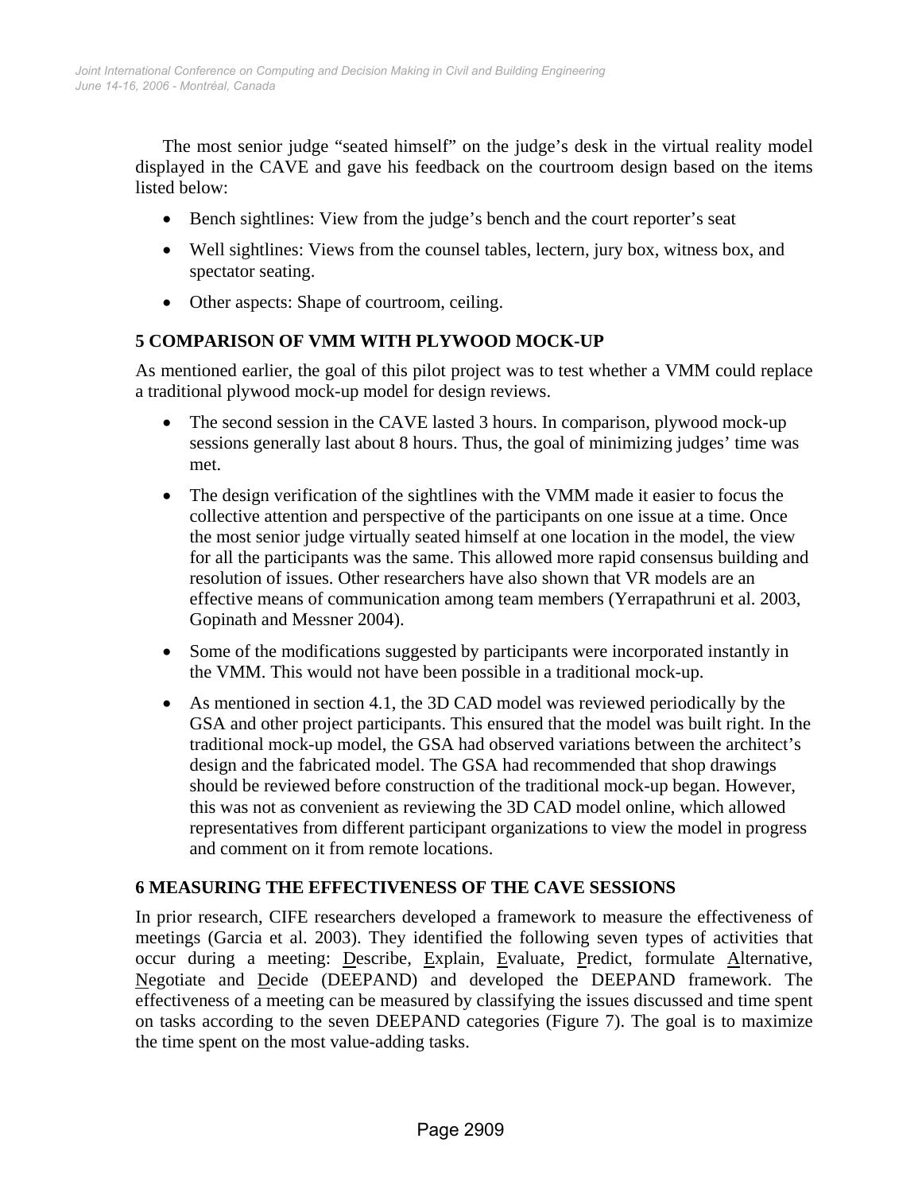The most senior judge "seated himself" on the judge's desk in the virtual reality model displayed in the CAVE and gave his feedback on the courtroom design based on the items listed below:

- Bench sightlines: View from the judge's bench and the court reporter's seat
- Well sightlines: Views from the counsel tables, lectern, jury box, witness box, and spectator seating.
- Other aspects: Shape of courtroom, ceiling.

## 5 COMPARISON OF VMM WITH PLYWOOD MOCK-UP

As mentioned earlier, the goal of this pilot project was to test whether a VMM could replace a traditional plywood mock-up model for design reviews.

- The second session in the CAVE lasted 3 hours. In comparison, plywood mock-up sessions generally last about 8 hours. Thus, the goal of minimizing judges' time was met.
- The design verification of the sightlines with the VMM made it easier to focus the collective attention and perspective of the participants on one issue at a time. Once the most senior judge virtually seated himself at one location in the model, the view for all the participants was the same. This allowed more rapid consensus building and resolution of issues. Other researchers have also shown that VR models are an effective means of communication among team members (Yerrapathruni et al. 2003, Gopinath and Messner 2004).
- Some of the modifications suggested by participants were incorporated instantly in the VMM. This would not have been possible in a traditional mock-up.
- As mentioned in section 4.1, the 3D CAD model was reviewed periodically by the GSA and other project participants. This ensured that the model was built right. In the traditional mock-up model, the GSA had observed variations between the architect's design and the fabricated model. The GSA had recommended that shop drawings should be reviewed before construction of the traditional mock-up began. However, this was not as convenient as reviewing the 3D CAD model online, which allowed representatives from different participant organizations to view the model in progress and comment on it from remote locations.

## 6 MEASURING THE EFFECTIVENESS OF THE CAVE SESSIONS

In prior research, CIFE researchers developed a framework to measure the effectiveness of meetings (Garcia et al. 2003). They identified the following seven types of activities that occur during a meeting: Describe, Explain, Evaluate, Predict, formulate Alternative, Negotiate and Decide (DEEPAND) and developed the DEEPAND framework. The effectiveness of a meeting can be measured by classifying the issues discussed and time spent on tasks according to the seven DEEPAND categories (Figure 7). The goal is to maximize the time spent on the most value-adding tasks.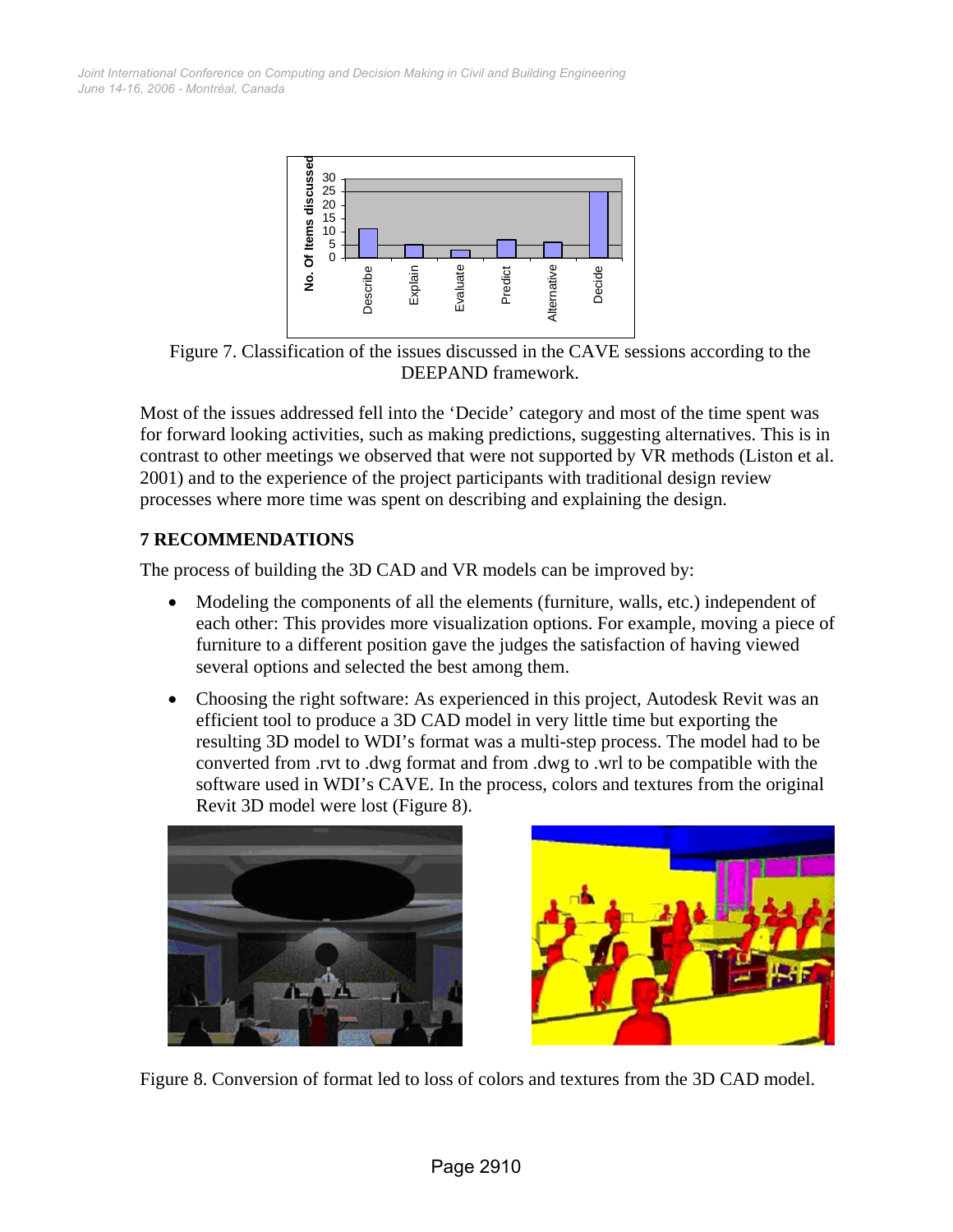Figure 7. Classification of the issues discussed in the CAVE sessions according to the DEEPAND framework.

Most of the issues addressed fell into the 'Decide' category and most of the time spent was for forward looking activities, such as making predictions, suggesting alternatives. This is in contrast to other meetings we observed that were not supported by VR methods (Liston et al. 2001) and to the experience of the project participants with traditional design review processes where more time was spent on describing and explaining the design.

## 7 RECOMMENDATIONS

The process of building the 3D CAD and VR models can be improved by:

- Modeling the components of all the elements (furniture, walls, etc.) independent of each other: This provides more visualization options. For example, moving a piece of furniture to a different position gave the judges the satisfaction of having viewed several options and selected the best among them.
- Choosing the right software: As experienced in this project, Autodesk Revit was an efficient tool to produce a 3D CAD model in very little time but exporting the resulting 3D model to WDI's format was a multi-step process. The model had to be converted from .rvt to .dwg format and from .dwg to .wrl to be compatible with the software used in WDI's CAVE. In the process, colors and textures from the original Revit 3D model were lost (Figure 8).

Figure 8. Conversion of format led to loss of colors and textures from the 3D CAD model.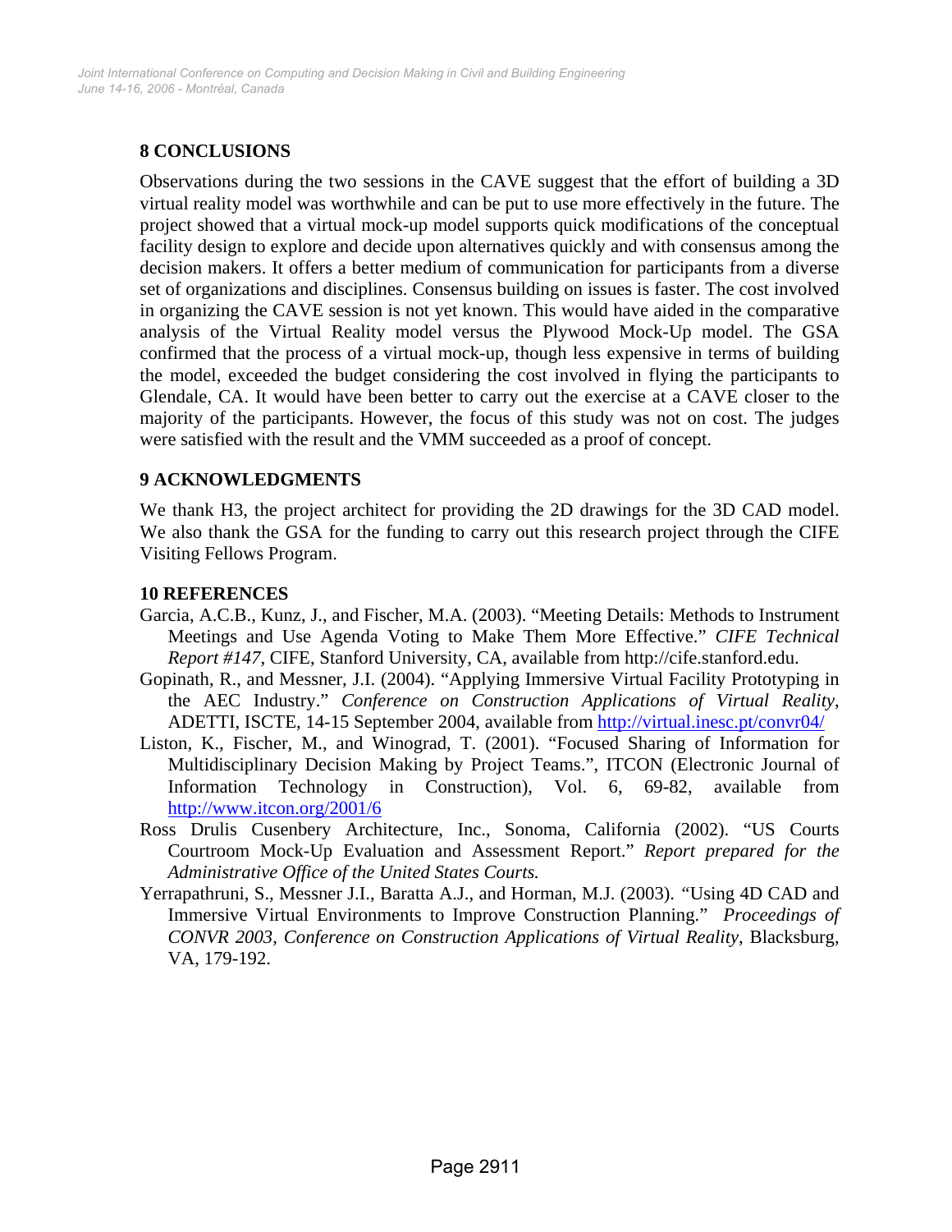## 8 CONCLUSIONS

Observations during the two sessions in the CAVE suggest that the effort of building a 3D virtual reality model was worthwhile and can be put to use more effectively in the future. The project showed that a virtual mock-up model supports quick modifications of the conceptual facility design to explore and decide upon alternatives quickly and with consensus among the decision makers. It offers a better medium of communication for participants from a diverse set of organizations and disciplines. Consensus building on issues is faster. The cost involved in organizing the CAVE session is not yet known. This would have aided in the comparative analysis of the Virtual Reality model versus the Plywood Mock-Up model. The GSA confirmed that the process of a virtual mock-up, though less expensive in terms of building the model, exceeded the budget considering the cost involved in flying the participants to Glendale, CA. It would have been better to carry out the exercise at a CAVE closer to the majority of the participants. However, the focus of this study was not on cost. The judges were satisfied with the result and the VMM succeeded as a proof of concept.

## 9 ACKNOWLEDGMENTS

We thank H3, the project architect for providing the 2D drawings for the 3D CAD model. We also thank the GSA for the funding to carry out this research project through the CIFE Visiting Fellows Program.

## 10 REFERENCES

Garcia, A.C.B., Kunz, J., and Fischer, M.A. (2003). "Meeting Details: Methods to Instrument Meetings and Use Agenda Voting to Make Them More Effective." *CIFE Technical Report #147*, CIFE, Stanford University, CA, available from http://cife.stanford.edu.

Gopinath, R., and Messner, J.I. (2004). "Applying Immersive Virtual Facility Prototyping in the AEC Industry." *Conference on Construction Applications of Virtual Reality*, ADETTI, ISCTE, 14-15 September 2004, available from http://virtual.inesc.pt/convr04/

Liston, K., Fischer, M., and Winograd, T. (2001). "Focused Sharing of Information for Multidisciplinary Decision Making by Project Teams.", ITCON (Electronic Journal of Information Technology in Construction), Vol. 6, 69-82, available from http://www.itcon.org/2001/6

Ross Drulis Cusenbery Architecture, Inc., Sonoma, California (2002). "US Courts Courtroom Mock-Up Evaluation and Assessment Report." *Report prepared for the Administrative Office of the United States Courts.*

Yerrapathruni, S., Messner J.I., Baratta A.J., and Horman, M.J. (2003). "Using 4D CAD and Immersive Virtual Environments to Improve Construction Planning." *Proceedings of CONVR 2003, Conference on Construction Applications of Virtual Reality*, Blacksburg, VA, 179-192.